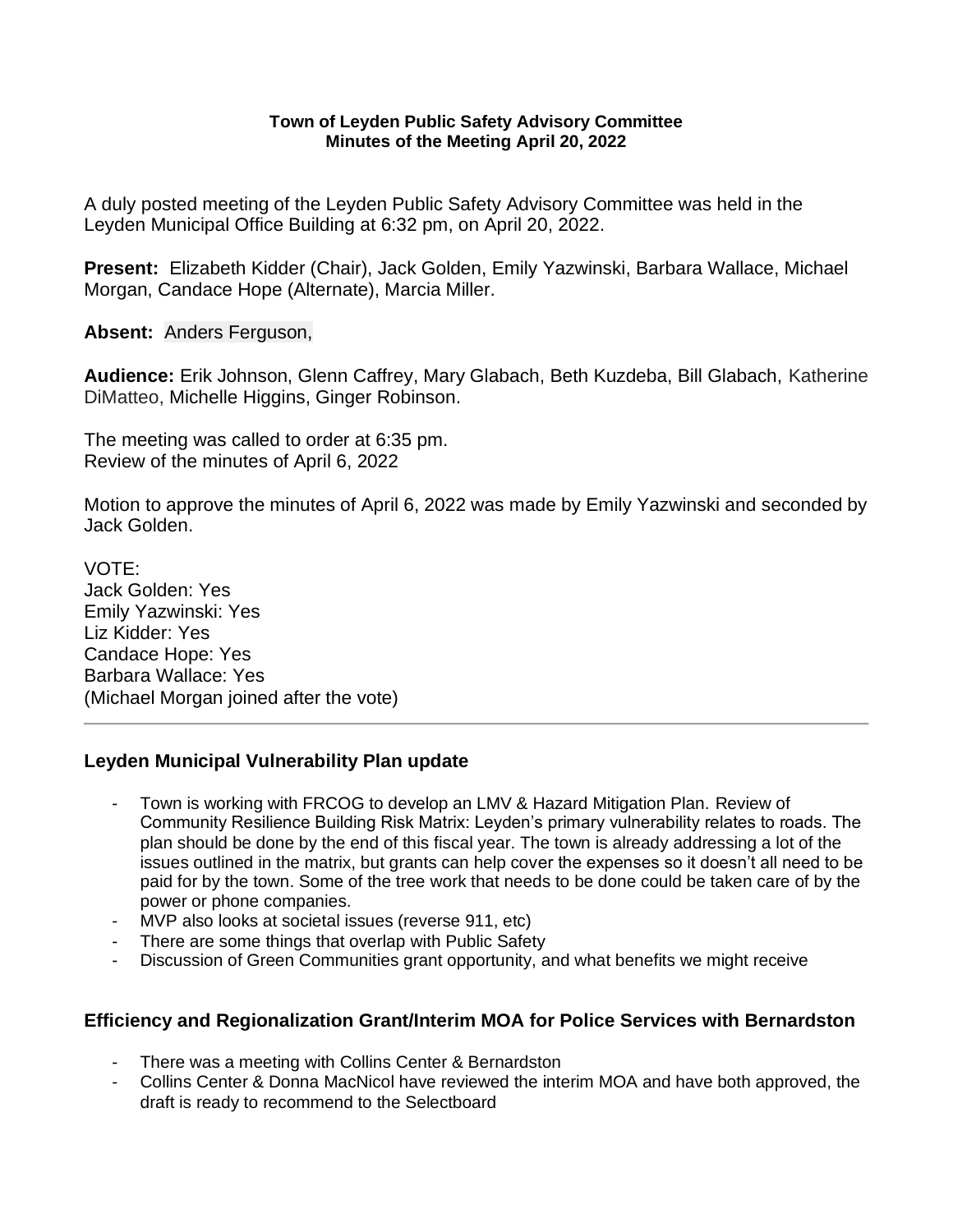**Town of Leyden Public Safety Advisory Committee**
**Minutes of the Meeting April 20, 2022**

A duly posted meeting of the Leyden Public Safety Advisory Committee was held in the Leyden Municipal Office Building at 6:32 pm, on April 20, 2022.

**Present:** Elizabeth Kidder (Chair), Jack Golden, Emily Yazwinski, Barbara Wallace, Michael Morgan, Candace Hope (Alternate), Marcia Miller.

**Absent:** Anders Ferguson,

**Audience:** Erik Johnson, Glenn Caffrey, Mary Glabach, Beth Kuzdeba, Bill Glabach, Katherine DiMatteo, Michelle Higgins, Ginger Robinson.

The meeting was called to order at 6:35 pm.
Review of the minutes of April 6, 2022

Motion to approve the minutes of April 6, 2022 was made by Emily Yazwinski and seconded by Jack Golden.

VOTE:
Jack Golden: Yes
Emily Yazwinski: Yes
Liz Kidder: Yes
Candace Hope: Yes
Barbara Wallace: Yes
(Michael Morgan joined after the vote)

---

### Leyden Municipal Vulnerability Plan update

- Town is working with FRCOG to develop an LMV & Hazard Mitigation Plan. Review of Community Resilience Building Risk Matrix: Leyden's primary vulnerability relates to roads. The plan should be done by the end of this fiscal year. The town is already addressing a lot of the issues outlined in the matrix, but grants can help cover the expenses so it doesn't all need to be paid for by the town. Some of the tree work that needs to be done could be taken care of by the power or phone companies.
- MVP also looks at societal issues (reverse 911, etc)
- There are some things that overlap with Public Safety
- Discussion of Green Communities grant opportunity, and what benefits we might receive

### Efficiency and Regionalization Grant/Interim MOA for Police Services with Bernardston

- There was a meeting with Collins Center & Bernardston
- Collins Center & Donna MacNicol have reviewed the interim MOA and have both approved, the draft is ready to recommend to the Selectboard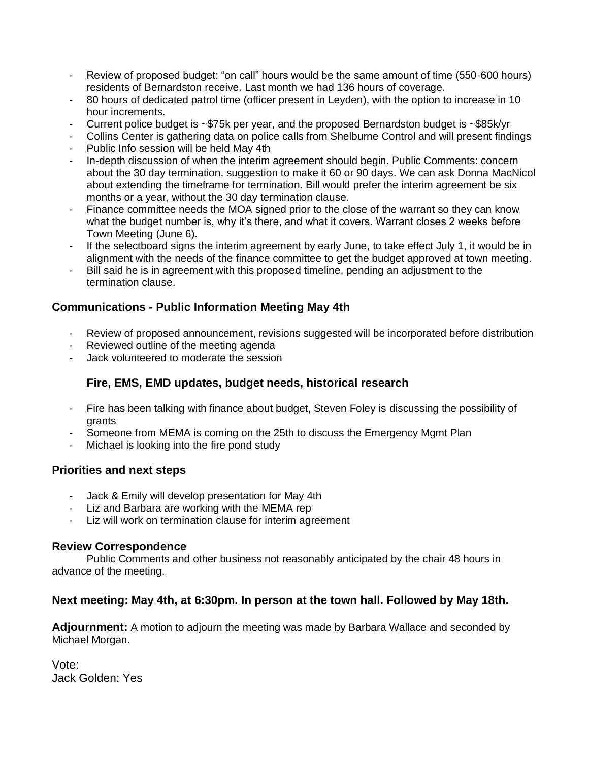- Review of proposed budget: "on call" hours would be the same amount of time (550-600 hours) residents of Bernardston receive. Last month we had 136 hours of coverage.
- 80 hours of dedicated patrol time (officer present in Leyden), with the option to increase in 10 hour increments.
- Current police budget is ~$75k per year, and the proposed Bernardston budget is ~$85k/yr
- Collins Center is gathering data on police calls from Shelburne Control and will present findings
- Public Info session will be held May 4th
- In-depth discussion of when the interim agreement should begin. Public Comments: concern about the 30 day termination, suggestion to make it 60 or 90 days. We can ask Donna MacNicol about extending the timeframe for termination. Bill would prefer the interim agreement be six months or a year, without the 30 day termination clause.
- Finance committee needs the MOA signed prior to the close of the warrant so they can know what the budget number is, why it's there, and what it covers. Warrant closes 2 weeks before Town Meeting (June 6).
- If the selectboard signs the interim agreement by early June, to take effect July 1, it would be in alignment with the needs of the finance committee to get the budget approved at town meeting.
- Bill said he is in agreement with this proposed timeline, pending an adjustment to the termination clause.

### Communications - Public Information Meeting May 4th

- Review of proposed announcement, revisions suggested will be incorporated before distribution
- Reviewed outline of the meeting agenda
- Jack volunteered to moderate the session

### Fire, EMS, EMD updates, budget needs, historical research

- Fire has been talking with finance about budget, Steven Foley is discussing the possibility of grants
- Someone from MEMA is coming on the 25th to discuss the Emergency Mgmt Plan
- Michael is looking into the fire pond study

### Priorities and next steps

- Jack & Emily will develop presentation for May 4th
- Liz and Barbara are working with the MEMA rep
- Liz will work on termination clause for interim agreement

### Review Correspondence

Public Comments and other business not reasonably anticipated by the chair 48 hours in advance of the meeting.

### Next meeting: May 4th, at 6:30pm. In person at the town hall. Followed by May 18th.

**Adjournment:** A motion to adjourn the meeting was made by Barbara Wallace and seconded by Michael Morgan.

Vote:
Jack Golden: Yes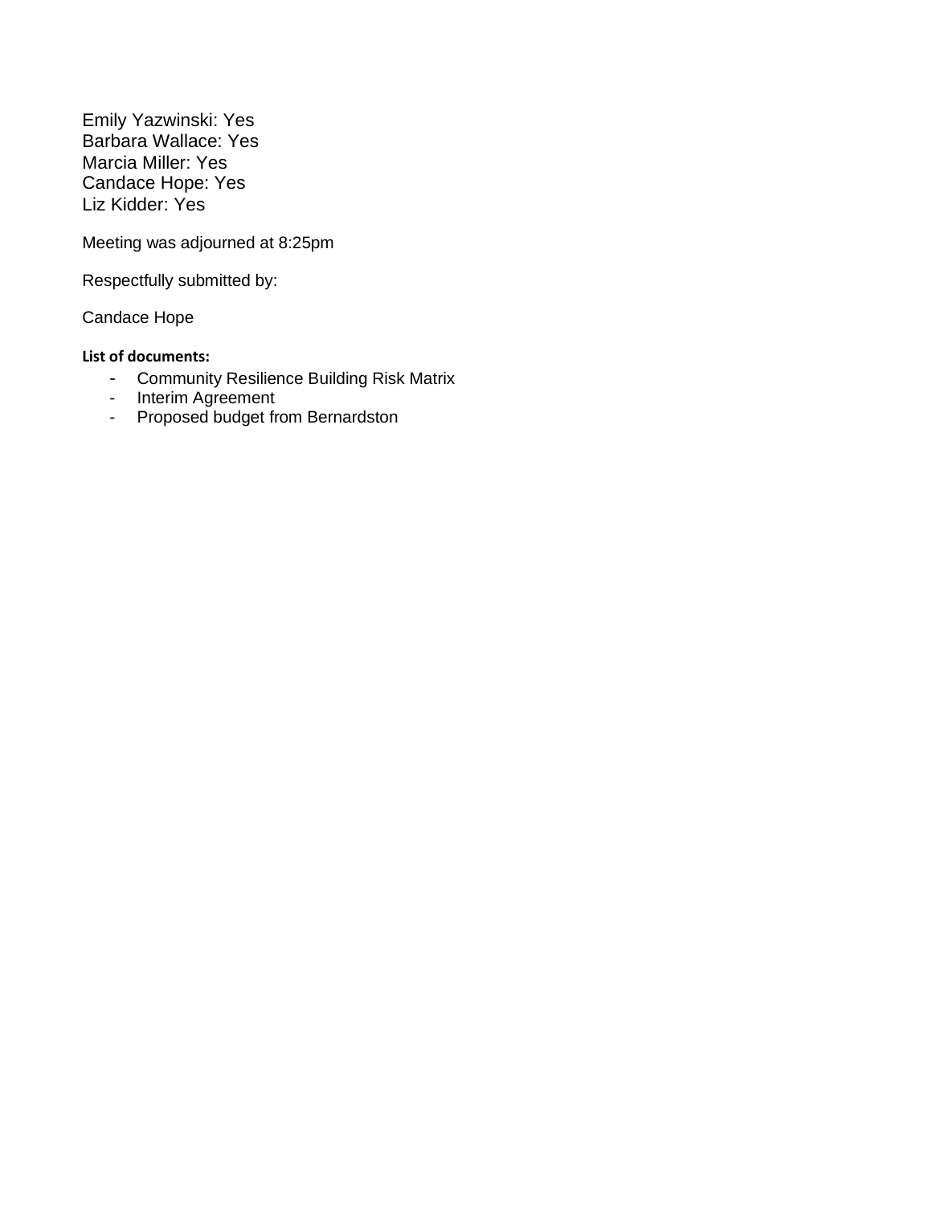Emily Yazwinski: Yes
Barbara Wallace: Yes
Marcia Miller: Yes
Candace Hope: Yes
Liz Kidder: Yes

Meeting was adjourned at 8:25pm

Respectfully submitted by:

Candace Hope

**List of documents:**

- Community Resilience Building Risk Matrix
- Interim Agreement
- Proposed budget from Bernardston